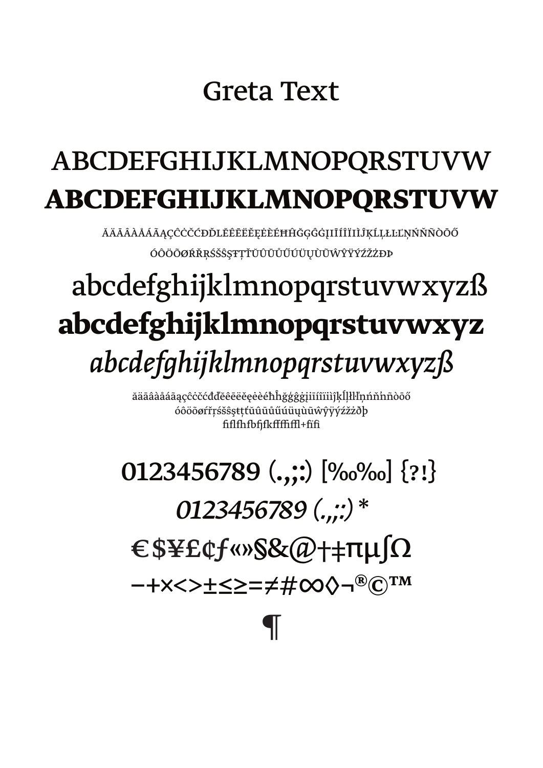# Greta Text

ABCDEFGHIJKLMNOPQRSTUVW

**ABCDEFGHIJKLMNOPQRSTUVW**

ĂÄĀÂÀÅÁÃĄÇĈĊČĆĐĎĽĚÊĒËĔĘĖÈÉĦĤĞĢĜĠĮIĪÍÎÏIÌĴĶĹĻŁĿĽŅŃŇÑÒŌŐ

ÓÔÖÕØŔŘŖŚŠŜŞŦŢŤÜŬŪÛŮŰÚÜŲÙŨŴŶŸÝŹŽŻĐÞ

abcdefghijklmnopqrstuvwxyzß

**abcdefghijklmnopqrstuvwxyz**

*abcdefghijklmnopqrstuvwxyzß*

ăäāâàåáãąçĉċčćđďěêēëĕęėèéħĥğģĝġįıīíîïìĵķĺļłŀľņńňŉñòōő

óôöõøŕřŗśšŝşŧţťüŭūûůűúüųùũŵŷÿýźžżðþ

fiflfhfbfjfkfffiffl+fifi

0123456789 (.,;:) [%‰‰] {?!}

*0123456789 (.,;:) **

€$¥£¢ƒ«»§&@†‡πµ∫Ω

−+×<>±≤≥=≠#∞◊¬®©™

¶